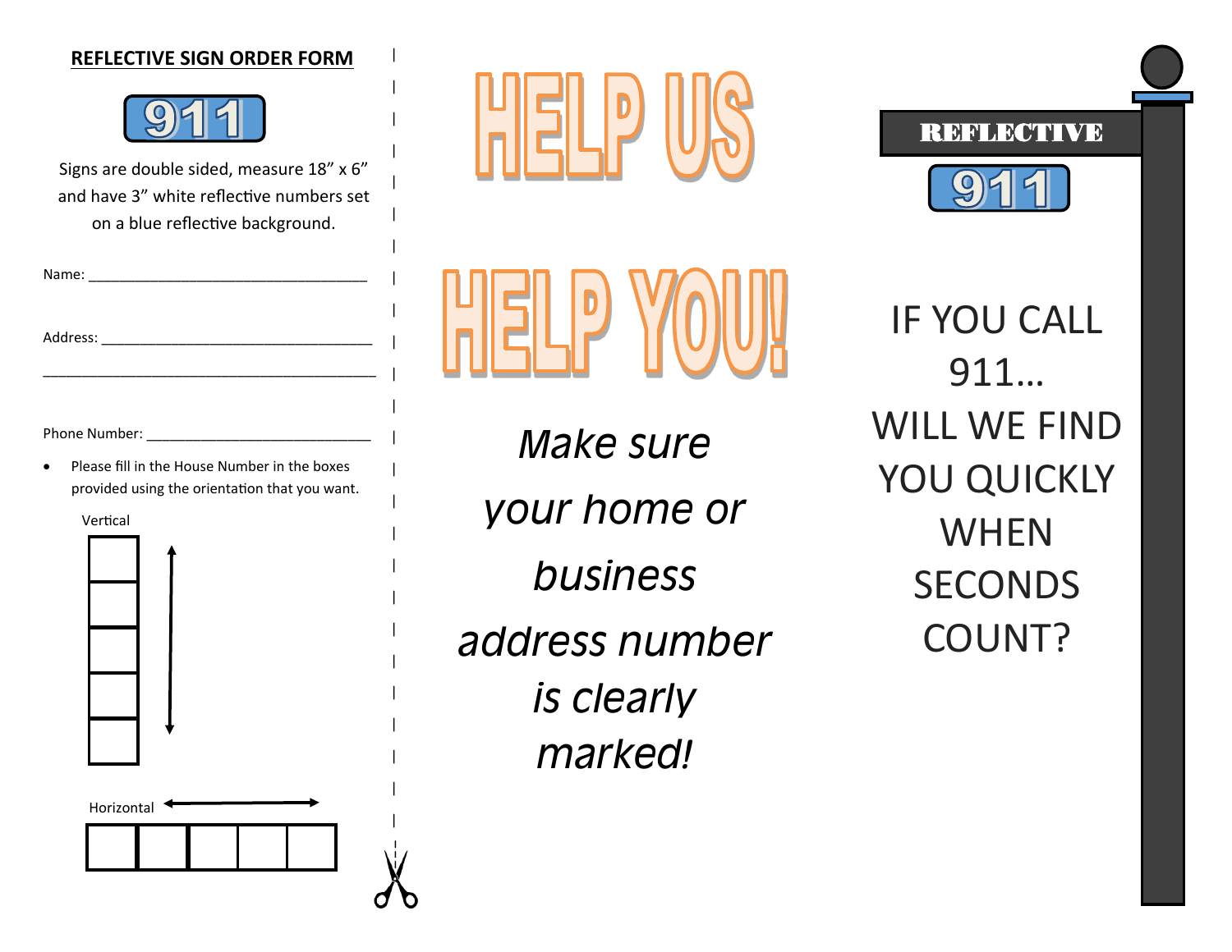## REFLECTIVE SIGN ORDER FORM

911

Signs are double sided, measure 18" x 6" and have 3" white reflective numbers set on a blue reflective background.

Name: ___________________________________

Address: ___________________________________

___________________________________________

Phone Number: ____________________________

- Please fill in the House Number in the boxes provided using the orientation that you want.

Vertical

Horizontal

# HELP US HELP YOU!

*Make sure your home or business address number is clearly marked!*

REFLECTIVE

911

IF YOU CALL 911… WILL WE FIND YOU QUICKLY WHEN SECONDS COUNT?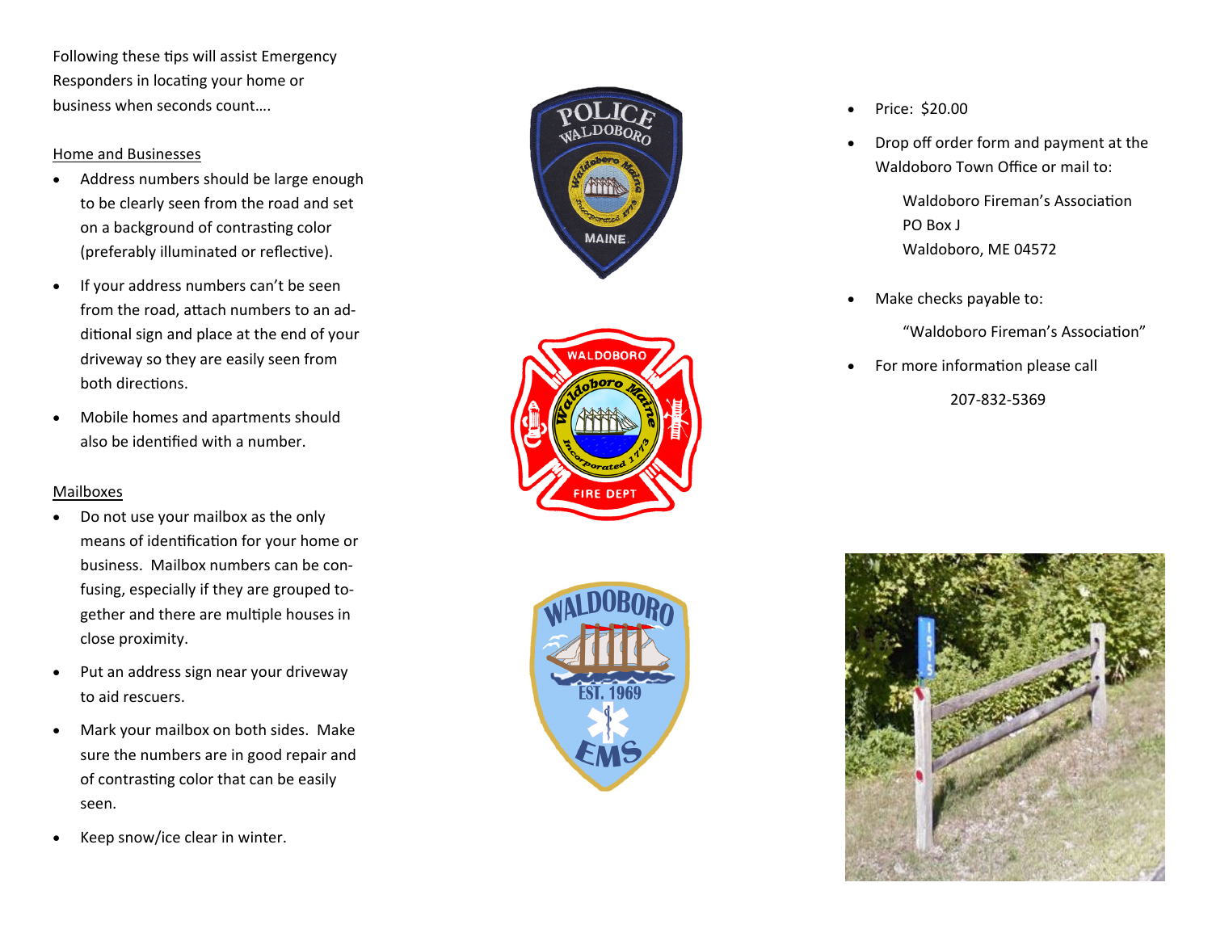Following these tips will assist Emergency Responders in locating your home or business when seconds count….

## Home and Businesses

- Address numbers should be large enough to be clearly seen from the road and set on a background of contrasting color (preferably illuminated or reflective).
- If your address numbers can't be seen from the road, attach numbers to an additional sign and place at the end of your driveway so they are easily seen from both directions.
- Mobile homes and apartments should also be identified with a number.

## Mailboxes

- Do not use your mailbox as the only means of identification for your home or business. Mailbox numbers can be confusing, especially if they are grouped together and there are multiple houses in close proximity.
- Put an address sign near your driveway to aid rescuers.
- Mark your mailbox on both sides. Make sure the numbers are in good repair and of contrasting color that can be easily seen.
- Keep snow/ice clear in winter.

---

- Price: $20.00
- Drop off order form and payment at the Waldoboro Town Office or mail to:

  Waldoboro Fireman's Association
  PO Box J
  Waldoboro, ME 04572

- Make checks payable to:

  "Waldoboro Fireman's Association"

- For more information please call

  207-832-5369